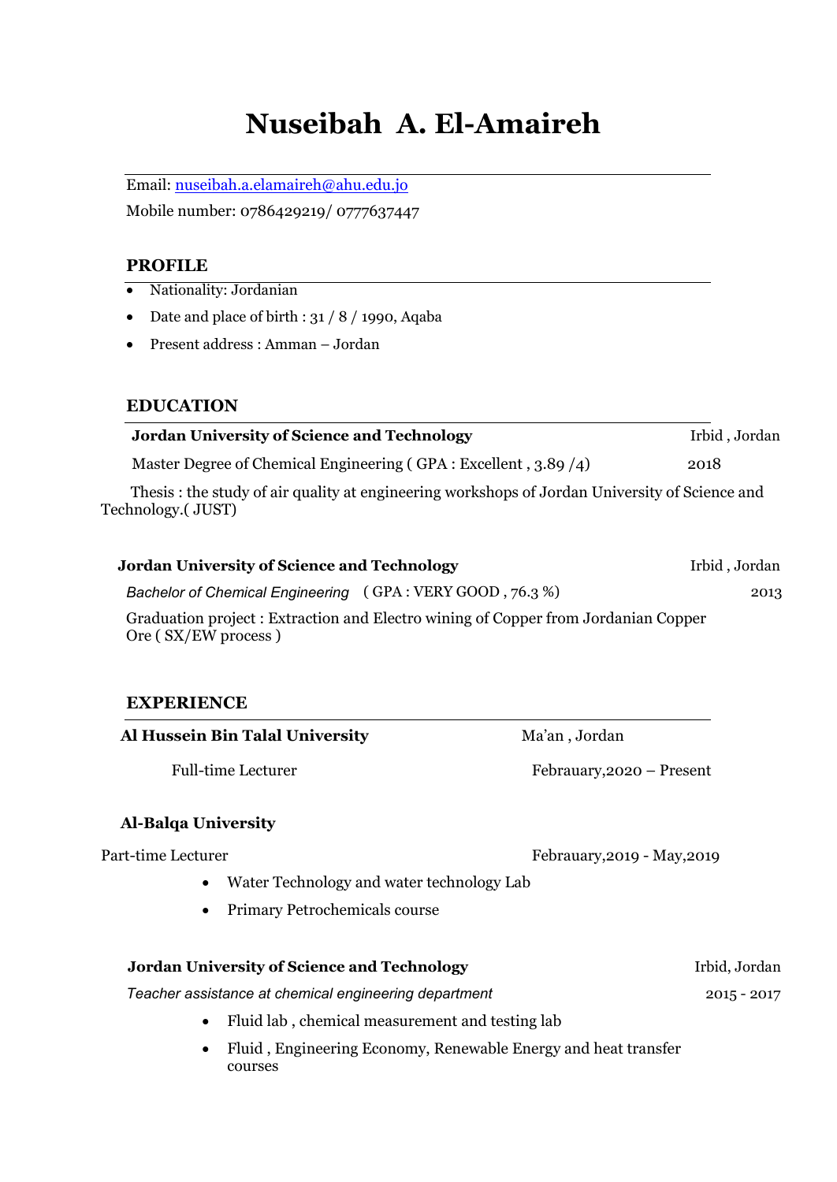# Nuseibah A. El-Amaireh

Email: nuseibah.a.elamaireh@ahu.edu.jo

Mobile number: 0786429219/ 0777637447

## PROFILE

- Nationality: Jordanian
- Date and place of birth : 31 / 8 / 1990, Aqaba
- Present address : Amman – Jordan

## EDUCATION

**Jordan University of Science and Technology** — Irbid , Jordan

Master Degree of Chemical Engineering ( GPA : Excellent , 3.89 /4) — 2018

Thesis : the study of air quality at engineering workshops of Jordan University of Science and Technology.( JUST)

**Jordan University of Science and Technology** — Irbid , Jordan

*Bachelor of Chemical Engineering* ( GPA : VERY GOOD , 76.3 %) — 2013

Graduation project : Extraction and Electro wining of Copper from Jordanian Copper Ore ( SX/EW process )

## EXPERIENCE

**Al Hussein Bin Talal University** — Ma'an , Jordan

Full-time Lecturer — Febrauary,2020 – Present

**Al-Balqa University**

Part-time Lecturer — Febrauary,2019 - May,2019

- Water Technology and water technology Lab
- Primary Petrochemicals course

**Jordan University of Science and Technology** — Irbid, Jordan

*Teacher assistance at chemical engineering department* — 2015 - 2017

- Fluid lab , chemical measurement and testing lab
- Fluid , Engineering Economy, Renewable Energy and heat transfer courses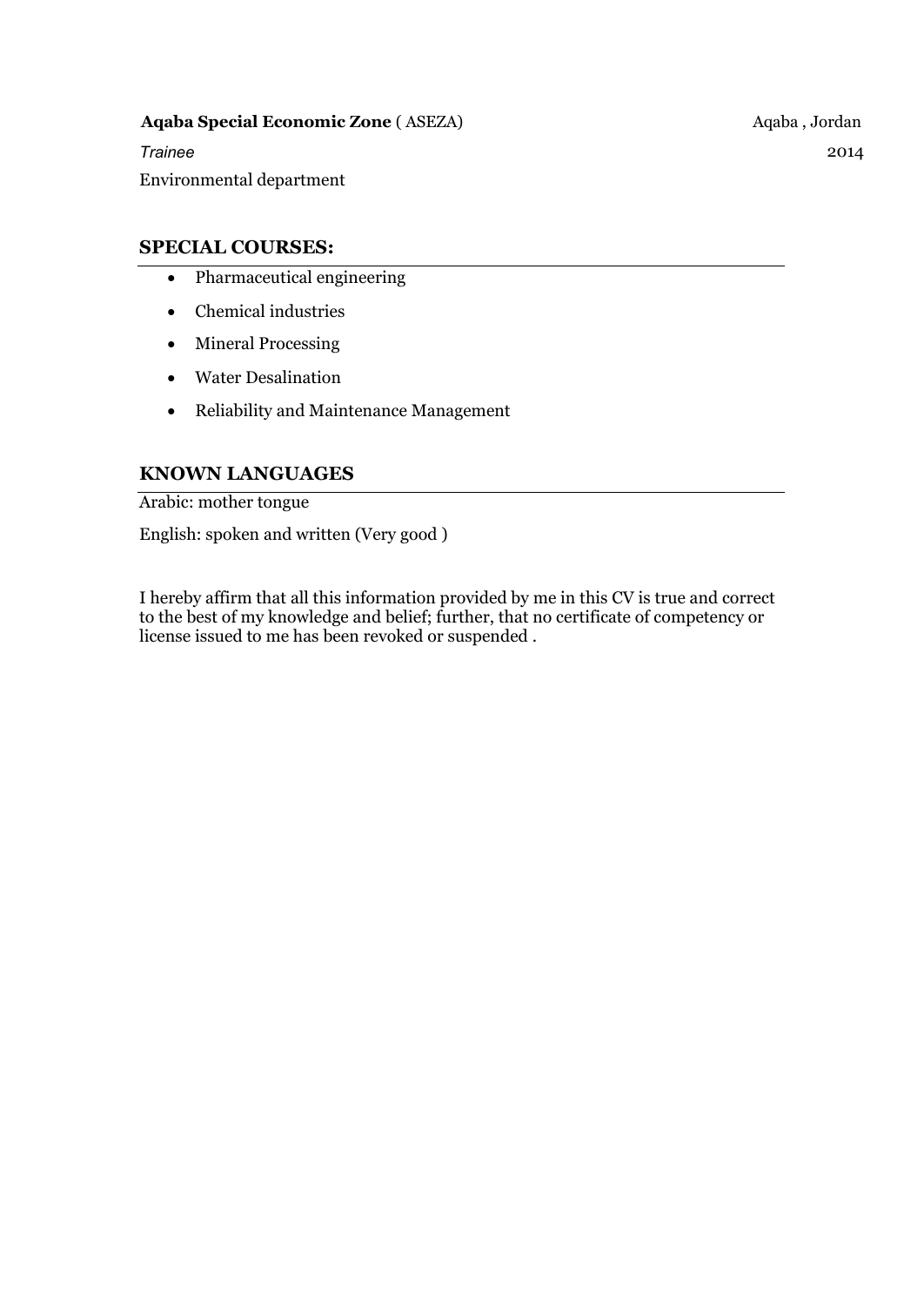**Aqaba Special Economic Zone** ( ASEZA) Aqaba , Jordan

*Trainee* 2014

Environmental department

## SPECIAL COURSES:

- Pharmaceutical engineering
- Chemical industries
- Mineral Processing
- Water Desalination
- Reliability and Maintenance Management

## KNOWN LANGUAGES

Arabic: mother tongue

English: spoken and written (Very good )

I hereby affirm that all this information provided by me in this CV is true and correct to the best of my knowledge and belief; further, that no certificate of competency or license issued to me has been revoked or suspended .